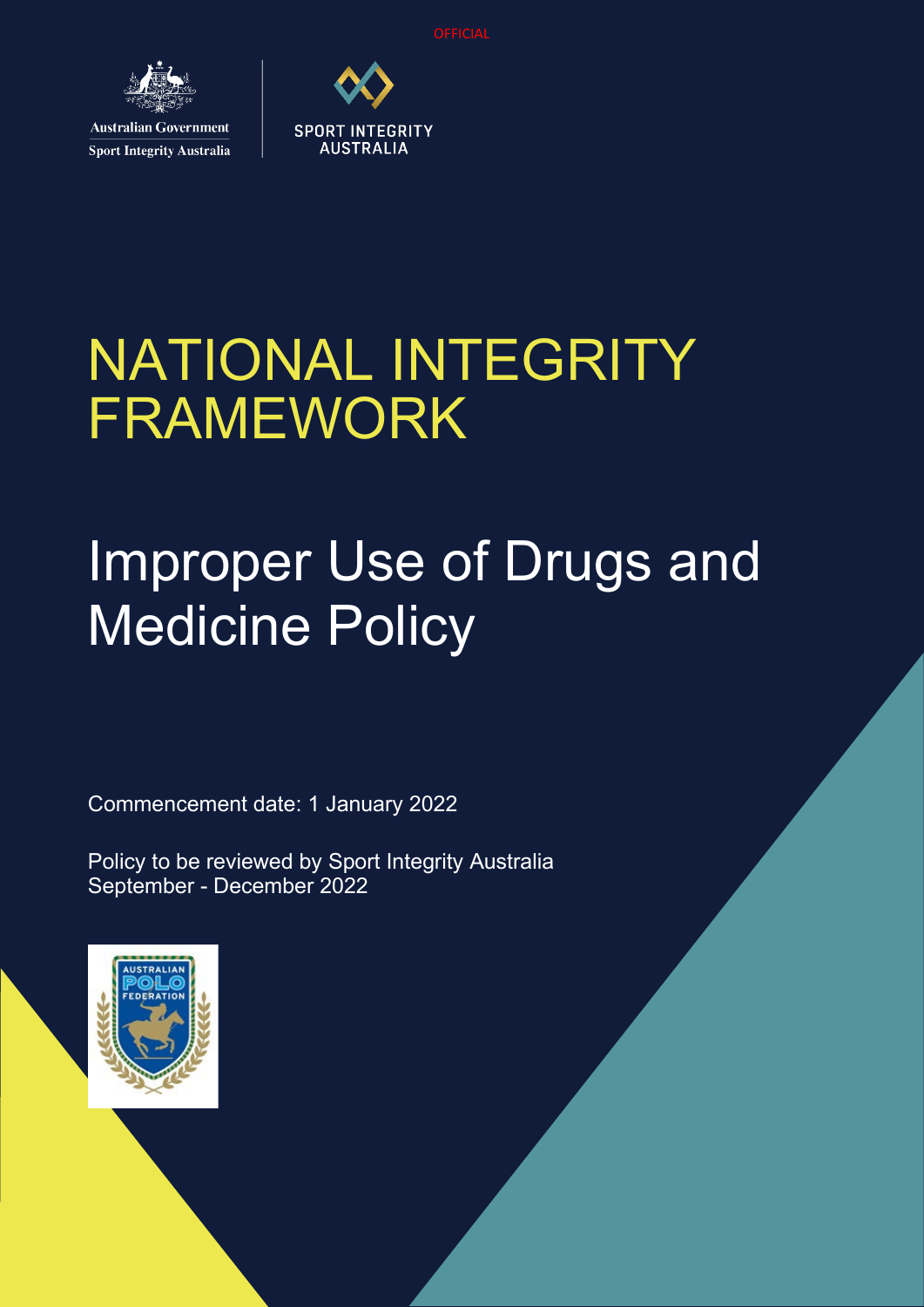OFFICIAL

Australian Government
Sport Integrity Australia

SPORT INTEGRITY AUSTRALIA

# NATIONAL INTEGRITY FRAMEWORK

# Improper Use of Drugs and Medicine Policy

Commencement date: 1 January 2022

Policy to be reviewed by Sport Integrity Australia
September - December 2022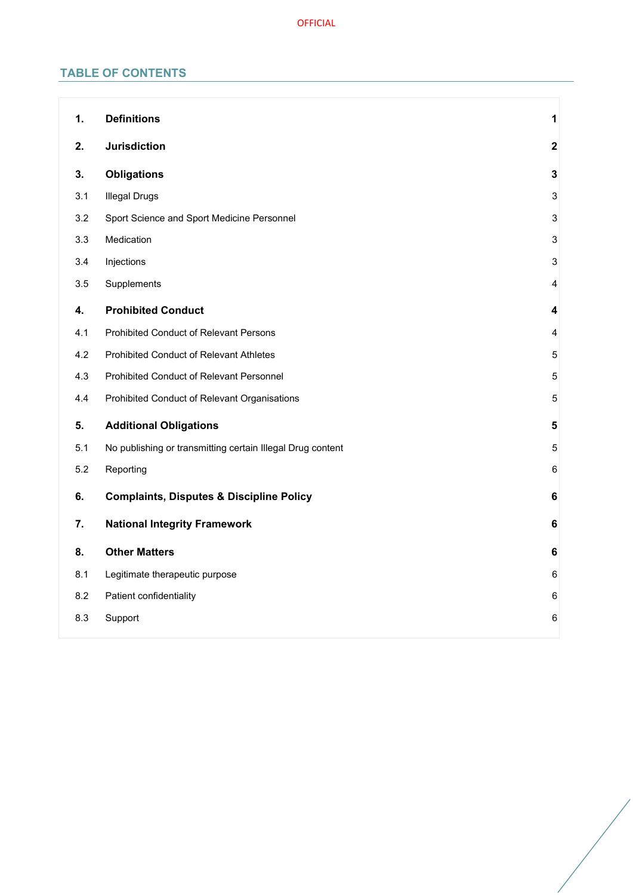## TABLE OF CONTENTS

| | | |
|---|---|---|
| **1.** | **Definitions** | **1** |
| **2.** | **Jurisdiction** | **2** |
| **3.** | **Obligations** | **3** |
| 3.1 | Illegal Drugs | 3 |
| 3.2 | Sport Science and Sport Medicine Personnel | 3 |
| 3.3 | Medication | 3 |
| 3.4 | Injections | 3 |
| 3.5 | Supplements | 4 |
| **4.** | **Prohibited Conduct** | **4** |
| 4.1 | Prohibited Conduct of Relevant Persons | 4 |
| 4.2 | Prohibited Conduct of Relevant Athletes | 5 |
| 4.3 | Prohibited Conduct of Relevant Personnel | 5 |
| 4.4 | Prohibited Conduct of Relevant Organisations | 5 |
| **5.** | **Additional Obligations** | **5** |
| 5.1 | No publishing or transmitting certain Illegal Drug content | 5 |
| 5.2 | Reporting | 6 |
| **6.** | **Complaints, Disputes & Discipline Policy** | **6** |
| **7.** | **National Integrity Framework** | **6** |
| **8.** | **Other Matters** | **6** |
| 8.1 | Legitimate therapeutic purpose | 6 |
| 8.2 | Patient confidentiality | 6 |
| 8.3 | Support | 6 |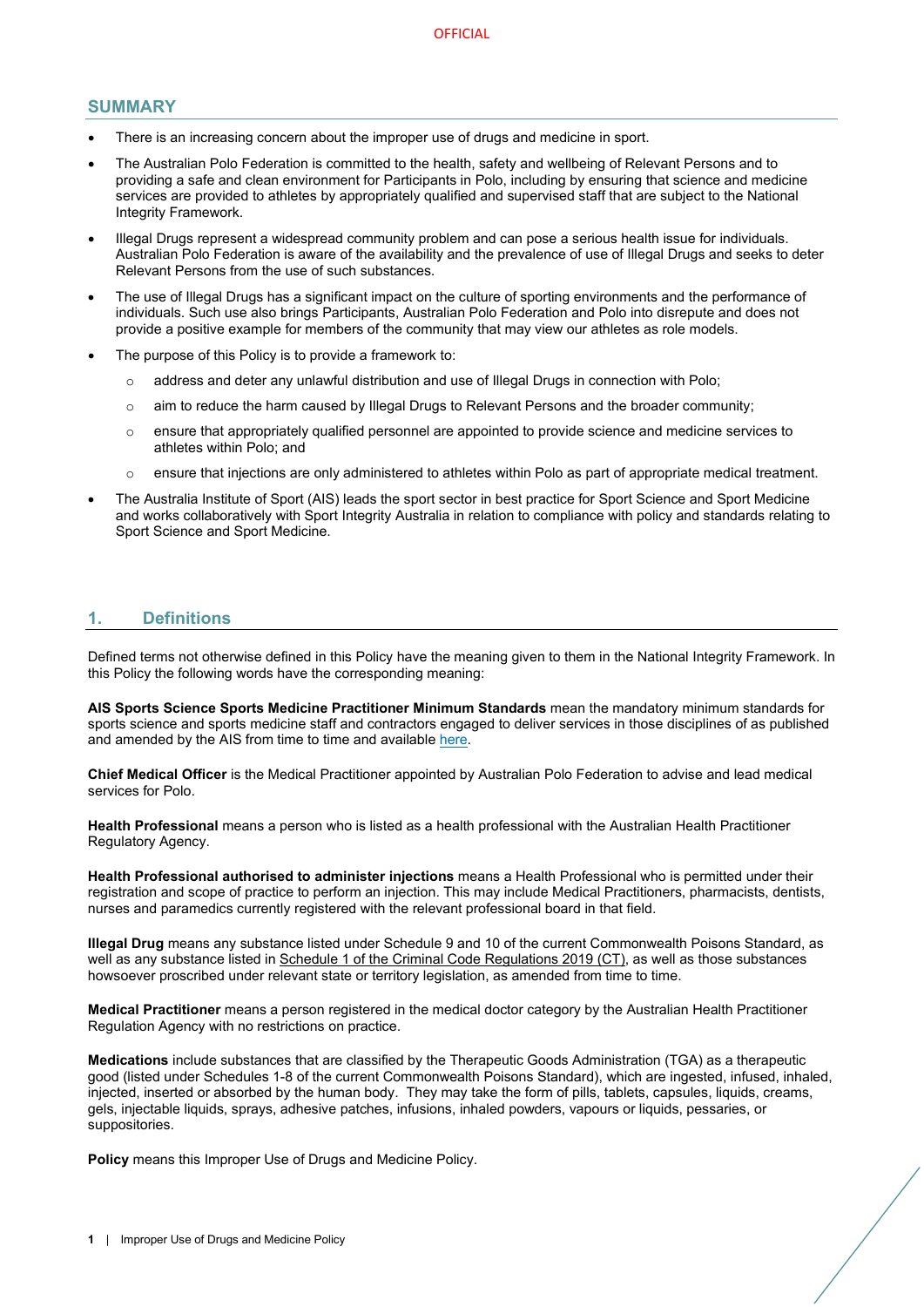## SUMMARY

- There is an increasing concern about the improper use of drugs and medicine in sport.
- The Australian Polo Federation is committed to the health, safety and wellbeing of Relevant Persons and to providing a safe and clean environment for Participants in Polo, including by ensuring that science and medicine services are provided to athletes by appropriately qualified and supervised staff that are subject to the National Integrity Framework.
- Illegal Drugs represent a widespread community problem and can pose a serious health issue for individuals. Australian Polo Federation is aware of the availability and the prevalence of use of Illegal Drugs and seeks to deter Relevant Persons from the use of such substances.
- The use of Illegal Drugs has a significant impact on the culture of sporting environments and the performance of individuals. Such use also brings Participants, Australian Polo Federation and Polo into disrepute and does not provide a positive example for members of the community that may view our athletes as role models.
- The purpose of this Policy is to provide a framework to:
  - address and deter any unlawful distribution and use of Illegal Drugs in connection with Polo;
  - aim to reduce the harm caused by Illegal Drugs to Relevant Persons and the broader community;
  - ensure that appropriately qualified personnel are appointed to provide science and medicine services to athletes within Polo; and
  - ensure that injections are only administered to athletes within Polo as part of appropriate medical treatment.
- The Australia Institute of Sport (AIS) leads the sport sector in best practice for Sport Science and Sport Medicine and works collaboratively with Sport Integrity Australia in relation to compliance with policy and standards relating to Sport Science and Sport Medicine.

## 1. Definitions

Defined terms not otherwise defined in this Policy have the meaning given to them in the National Integrity Framework. In this Policy the following words have the corresponding meaning:

**AIS Sports Science Sports Medicine Practitioner Minimum Standards** mean the mandatory minimum standards for sports science and sports medicine staff and contractors engaged to deliver services in those disciplines of as published and amended by the AIS from time to time and available here.

**Chief Medical Officer** is the Medical Practitioner appointed by Australian Polo Federation to advise and lead medical services for Polo.

**Health Professional** means a person who is listed as a health professional with the Australian Health Practitioner Regulatory Agency.

**Health Professional authorised to administer injections** means a Health Professional who is permitted under their registration and scope of practice to perform an injection. This may include Medical Practitioners, pharmacists, dentists, nurses and paramedics currently registered with the relevant professional board in that field.

**Illegal Drug** means any substance listed under Schedule 9 and 10 of the current Commonwealth Poisons Standard, as well as any substance listed in Schedule 1 of the Criminal Code Regulations 2019 (CT), as well as those substances howsoever proscribed under relevant state or territory legislation, as amended from time to time.

**Medical Practitioner** means a person registered in the medical doctor category by the Australian Health Practitioner Regulation Agency with no restrictions on practice.

**Medications** include substances that are classified by the Therapeutic Goods Administration (TGA) as a therapeutic good (listed under Schedules 1-8 of the current Commonwealth Poisons Standard), which are ingested, infused, inhaled, injected, inserted or absorbed by the human body. They may take the form of pills, tablets, capsules, liquids, creams, gels, injectable liquids, sprays, adhesive patches, infusions, inhaled powders, vapours or liquids, pessaries, or suppositories.

**Policy** means this Improper Use of Drugs and Medicine Policy.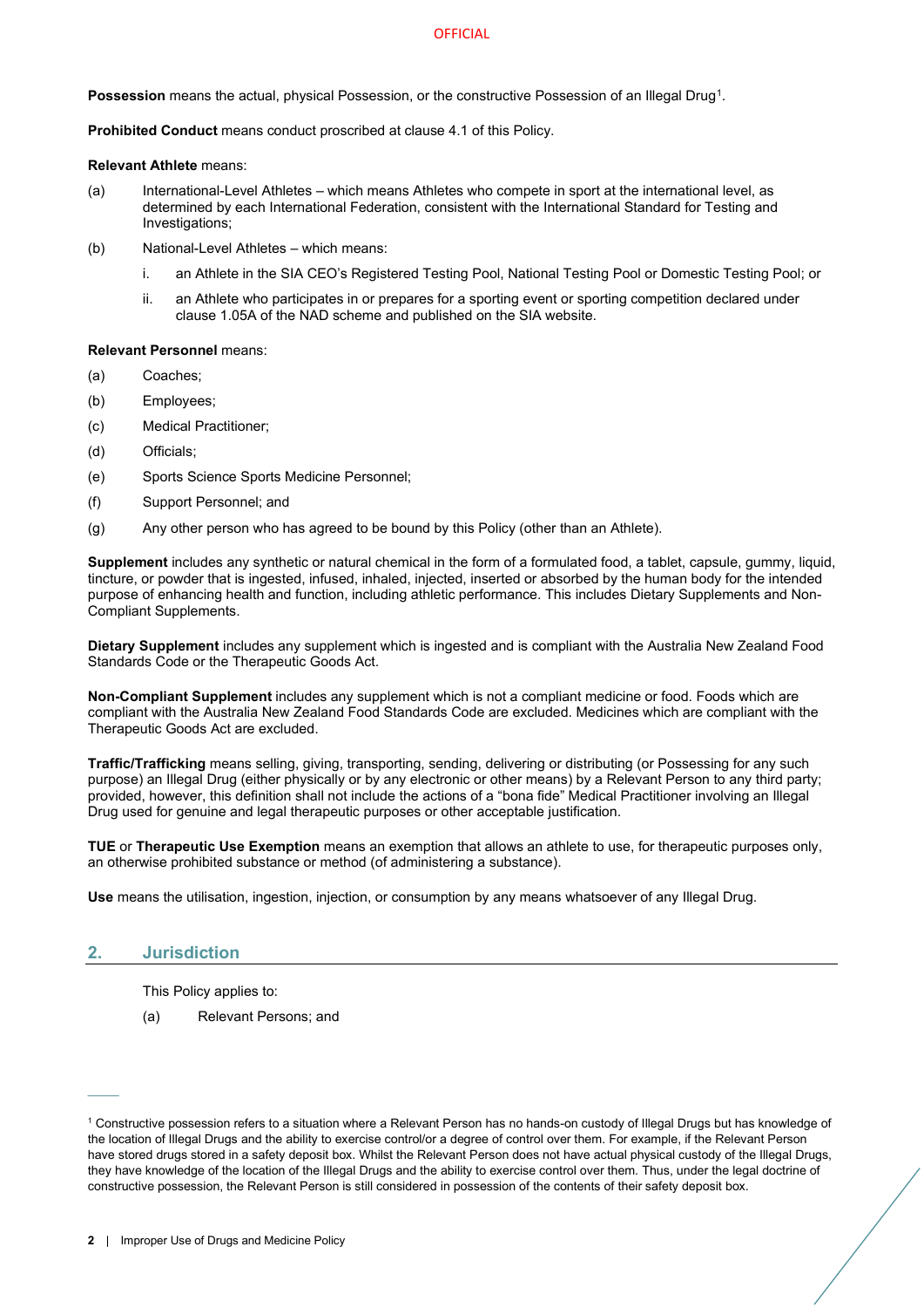**Possession** means the actual, physical Possession, or the constructive Possession of an Illegal Drug[1].

**Prohibited Conduct** means conduct proscribed at clause 4.1 of this Policy.

**Relevant Athlete** means:

(a) International-Level Athletes – which means Athletes who compete in sport at the international level, as determined by each International Federation, consistent with the International Standard for Testing and Investigations;

(b) National-Level Athletes – which means:

  i. an Athlete in the SIA CEO's Registered Testing Pool, National Testing Pool or Domestic Testing Pool; or

  ii. an Athlete who participates in or prepares for a sporting event or sporting competition declared under clause 1.05A of the NAD scheme and published on the SIA website.

**Relevant Personnel** means:

(a) Coaches;

(b) Employees;

(c) Medical Practitioner;

(d) Officials;

(e) Sports Science Sports Medicine Personnel;

(f) Support Personnel; and

(g) Any other person who has agreed to be bound by this Policy (other than an Athlete).

**Supplement** includes any synthetic or natural chemical in the form of a formulated food, a tablet, capsule, gummy, liquid, tincture, or powder that is ingested, infused, inhaled, injected, inserted or absorbed by the human body for the intended purpose of enhancing health and function, including athletic performance. This includes Dietary Supplements and Non-Compliant Supplements.

**Dietary Supplement** includes any supplement which is ingested and is compliant with the Australia New Zealand Food Standards Code or the Therapeutic Goods Act.

**Non-Compliant Supplement** includes any supplement which is not a compliant medicine or food. Foods which are compliant with the Australia New Zealand Food Standards Code are excluded. Medicines which are compliant with the Therapeutic Goods Act are excluded.

**Traffic/Trafficking** means selling, giving, transporting, sending, delivering or distributing (or Possessing for any such purpose) an Illegal Drug (either physically or by any electronic or other means) by a Relevant Person to any third party; provided, however, this definition shall not include the actions of a "bona fide" Medical Practitioner involving an Illegal Drug used for genuine and legal therapeutic purposes or other acceptable justification.

**TUE** or **Therapeutic Use Exemption** means an exemption that allows an athlete to use, for therapeutic purposes only, an otherwise prohibited substance or method (of administering a substance).

**Use** means the utilisation, ingestion, injection, or consumption by any means whatsoever of any Illegal Drug.

## 2. Jurisdiction

This Policy applies to:

(a) Relevant Persons; and

---

[1] Constructive possession refers to a situation where a Relevant Person has no hands-on custody of Illegal Drugs but has knowledge of the location of Illegal Drugs and the ability to exercise control/or a degree of control over them. For example, if the Relevant Person have stored drugs stored in a safety deposit box. Whilst the Relevant Person does not have actual physical custody of the Illegal Drugs, they have knowledge of the location of the Illegal Drugs and the ability to exercise control over them. Thus, under the legal doctrine of constructive possession, the Relevant Person is still considered in possession of the contents of their safety deposit box.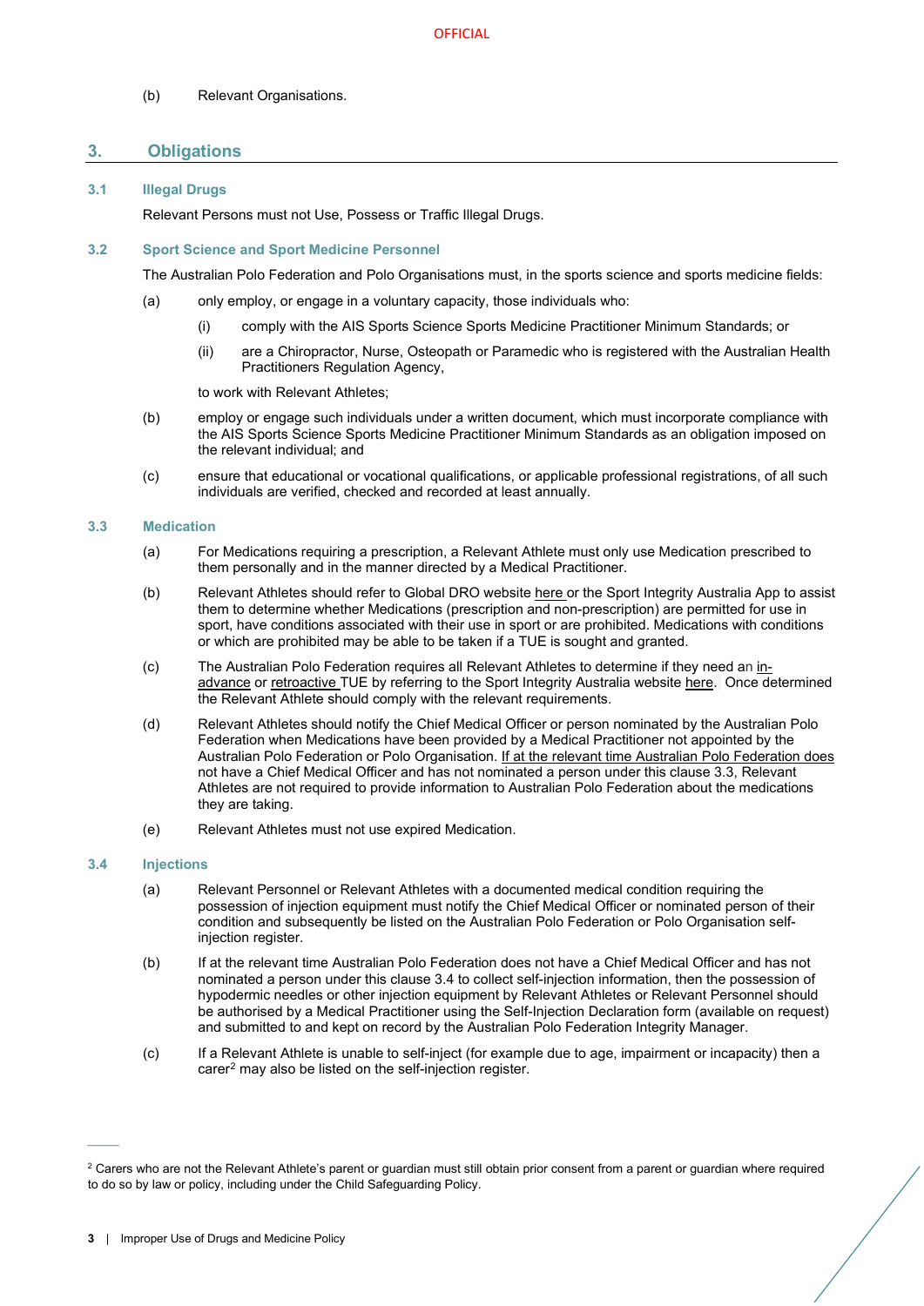(b) Relevant Organisations.

## 3. Obligations

### 3.1 Illegal Drugs

Relevant Persons must not Use, Possess or Traffic Illegal Drugs.

### 3.2 Sport Science and Sport Medicine Personnel

The Australian Polo Federation and Polo Organisations must, in the sports science and sports medicine fields:

(a) only employ, or engage in a voluntary capacity, those individuals who:

  (i) comply with the AIS Sports Science Sports Medicine Practitioner Minimum Standards; or

  (ii) are a Chiropractor, Nurse, Osteopath or Paramedic who is registered with the Australian Health Practitioners Regulation Agency,

to work with Relevant Athletes;

(b) employ or engage such individuals under a written document, which must incorporate compliance with the AIS Sports Science Sports Medicine Practitioner Minimum Standards as an obligation imposed on the relevant individual; and

(c) ensure that educational or vocational qualifications, or applicable professional registrations, of all such individuals are verified, checked and recorded at least annually.

### 3.3 Medication

(a) For Medications requiring a prescription, a Relevant Athlete must only use Medication prescribed to them personally and in the manner directed by a Medical Practitioner.

(b) Relevant Athletes should refer to Global DRO website here or the Sport Integrity Australia App to assist them to determine whether Medications (prescription and non-prescription) are permitted for use in sport, have conditions associated with their use in sport or are prohibited. Medications with conditions or which are prohibited may be able to be taken if a TUE is sought and granted.

(c) The Australian Polo Federation requires all Relevant Athletes to determine if they need an in-advance or retroactive TUE by referring to the Sport Integrity Australia website here. Once determined the Relevant Athlete should comply with the relevant requirements.

(d) Relevant Athletes should notify the Chief Medical Officer or person nominated by the Australian Polo Federation when Medications have been provided by a Medical Practitioner not appointed by the Australian Polo Federation or Polo Organisation. If at the relevant time Australian Polo Federation does not have a Chief Medical Officer and has not nominated a person under this clause 3.3, Relevant Athletes are not required to provide information to Australian Polo Federation about the medications they are taking.

(e) Relevant Athletes must not use expired Medication.

### 3.4 Injections

(a) Relevant Personnel or Relevant Athletes with a documented medical condition requiring the possession of injection equipment must notify the Chief Medical Officer or nominated person of their condition and subsequently be listed on the Australian Polo Federation or Polo Organisation self-injection register.

(b) If at the relevant time Australian Polo Federation does not have a Chief Medical Officer and has not nominated a person under this clause 3.4 to collect self-injection information, then the possession of hypodermic needles or other injection equipment by Relevant Athletes or Relevant Personnel should be authorised by a Medical Practitioner using the Self-Injection Declaration form (available on request) and submitted to and kept on record by the Australian Polo Federation Integrity Manager.

(c) If a Relevant Athlete is unable to self-inject (for example due to age, impairment or incapacity) then a carer[2] may also be listed on the self-injection register.

---

[2] Carers who are not the Relevant Athlete's parent or guardian must still obtain prior consent from a parent or guardian where required to do so by law or policy, including under the Child Safeguarding Policy.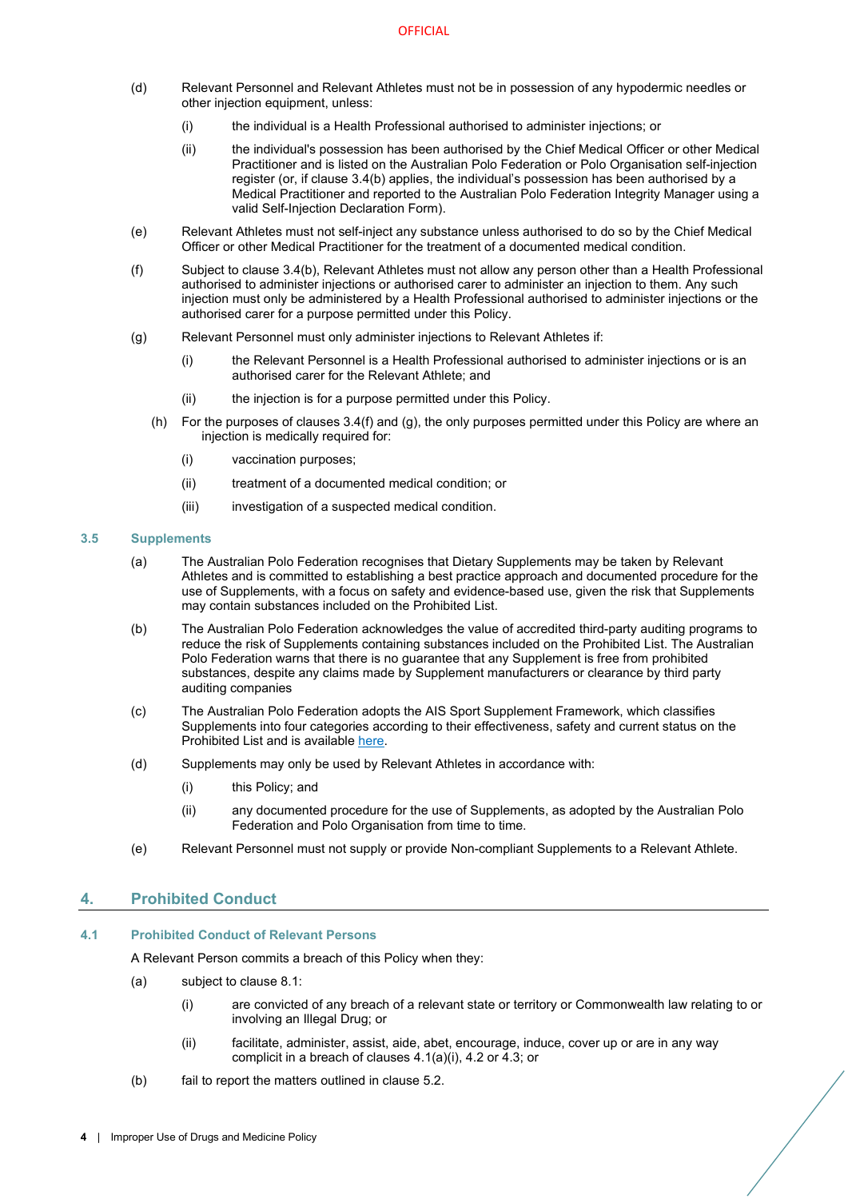(d) Relevant Personnel and Relevant Athletes must not be in possession of any hypodermic needles or other injection equipment, unless:

  (i) the individual is a Health Professional authorised to administer injections; or

  (ii) the individual's possession has been authorised by the Chief Medical Officer or other Medical Practitioner and is listed on the Australian Polo Federation or Polo Organisation self-injection register (or, if clause 3.4(b) applies, the individual's possession has been authorised by a Medical Practitioner and reported to the Australian Polo Federation Integrity Manager using a valid Self-Injection Declaration Form).

(e) Relevant Athletes must not self-inject any substance unless authorised to do so by the Chief Medical Officer or other Medical Practitioner for the treatment of a documented medical condition.

(f) Subject to clause 3.4(b), Relevant Athletes must not allow any person other than a Health Professional authorised to administer injections or authorised carer to administer an injection to them. Any such injection must only be administered by a Health Professional authorised to administer injections or the authorised carer for a purpose permitted under this Policy.

(g) Relevant Personnel must only administer injections to Relevant Athletes if:

  (i) the Relevant Personnel is a Health Professional authorised to administer injections or is an authorised carer for the Relevant Athlete; and

  (ii) the injection is for a purpose permitted under this Policy.

(h) For the purposes of clauses 3.4(f) and (g), the only purposes permitted under this Policy are where an injection is medically required for:

  (i) vaccination purposes;

  (ii) treatment of a documented medical condition; or

  (iii) investigation of a suspected medical condition.

### 3.5 Supplements

(a) The Australian Polo Federation recognises that Dietary Supplements may be taken by Relevant Athletes and is committed to establishing a best practice approach and documented procedure for the use of Supplements, with a focus on safety and evidence-based use, given the risk that Supplements may contain substances included on the Prohibited List.

(b) The Australian Polo Federation acknowledges the value of accredited third-party auditing programs to reduce the risk of Supplements containing substances included on the Prohibited List. The Australian Polo Federation warns that there is no guarantee that any Supplement is free from prohibited substances, despite any claims made by Supplement manufacturers or clearance by third party auditing companies

(c) The Australian Polo Federation adopts the AIS Sport Supplement Framework, which classifies Supplements into four categories according to their effectiveness, safety and current status on the Prohibited List and is available here.

(d) Supplements may only be used by Relevant Athletes in accordance with:

  (i) this Policy; and

  (ii) any documented procedure for the use of Supplements, as adopted by the Australian Polo Federation and Polo Organisation from time to time.

(e) Relevant Personnel must not supply or provide Non-compliant Supplements to a Relevant Athlete.

## 4. Prohibited Conduct

### 4.1 Prohibited Conduct of Relevant Persons

A Relevant Person commits a breach of this Policy when they:

(a) subject to clause 8.1:

  (i) are convicted of any breach of a relevant state or territory or Commonwealth law relating to or involving an Illegal Drug; or

  (ii) facilitate, administer, assist, aide, abet, encourage, induce, cover up or are in any way complicit in a breach of clauses 4.1(a)(i), 4.2 or 4.3; or

(b) fail to report the matters outlined in clause 5.2.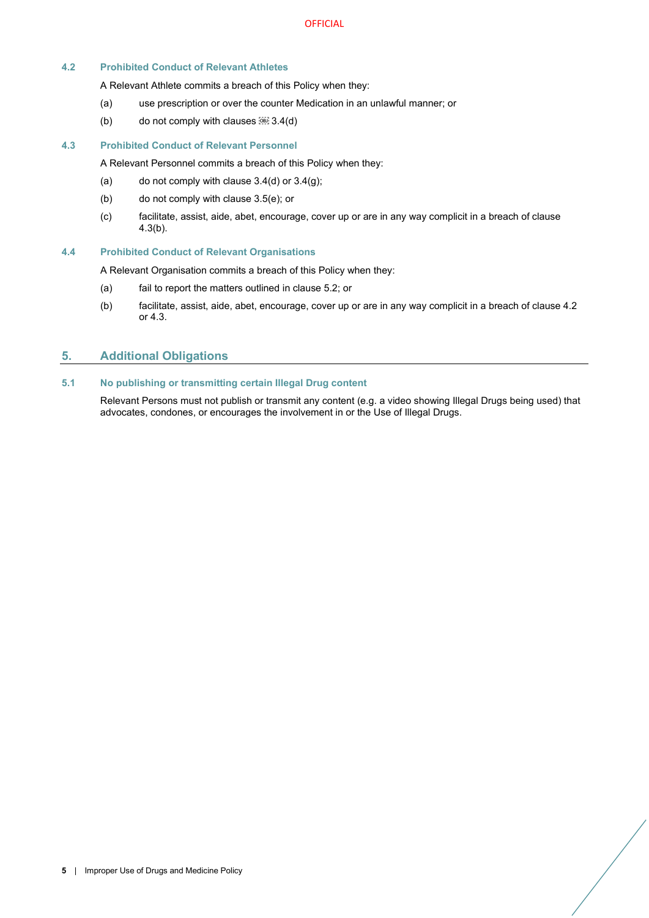### 4.2 Prohibited Conduct of Relevant Athletes

A Relevant Athlete commits a breach of this Policy when they:

(a) use prescription or over the counter Medication in an unlawful manner; or

(b) do not comply with clauses 3.4(d)

### 4.3 Prohibited Conduct of Relevant Personnel

A Relevant Personnel commits a breach of this Policy when they:

(a) do not comply with clause 3.4(d) or 3.4(g);

(b) do not comply with clause 3.5(e); or

(c) facilitate, assist, aide, abet, encourage, cover up or are in any way complicit in a breach of clause 4.3(b).

### 4.4 Prohibited Conduct of Relevant Organisations

A Relevant Organisation commits a breach of this Policy when they:

(a) fail to report the matters outlined in clause 5.2; or

(b) facilitate, assist, aide, abet, encourage, cover up or are in any way complicit in a breach of clause 4.2 or 4.3.

## 5. Additional Obligations

### 5.1 No publishing or transmitting certain Illegal Drug content

Relevant Persons must not publish or transmit any content (e.g. a video showing Illegal Drugs being used) that advocates, condones, or encourages the involvement in or the Use of Illegal Drugs.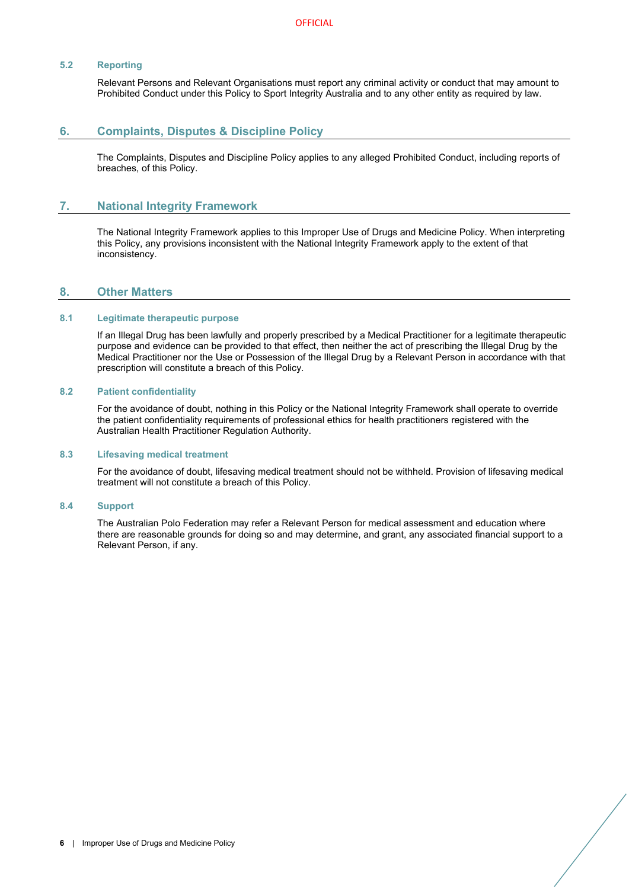### 5.2 Reporting

Relevant Persons and Relevant Organisations must report any criminal activity or conduct that may amount to Prohibited Conduct under this Policy to Sport Integrity Australia and to any other entity as required by law.

## 6. Complaints, Disputes & Discipline Policy

The Complaints, Disputes and Discipline Policy applies to any alleged Prohibited Conduct, including reports of breaches, of this Policy.

## 7. National Integrity Framework

The National Integrity Framework applies to this Improper Use of Drugs and Medicine Policy. When interpreting this Policy, any provisions inconsistent with the National Integrity Framework apply to the extent of that inconsistency.

## 8. Other Matters

### 8.1 Legitimate therapeutic purpose

If an Illegal Drug has been lawfully and properly prescribed by a Medical Practitioner for a legitimate therapeutic purpose and evidence can be provided to that effect, then neither the act of prescribing the Illegal Drug by the Medical Practitioner nor the Use or Possession of the Illegal Drug by a Relevant Person in accordance with that prescription will constitute a breach of this Policy.

### 8.2 Patient confidentiality

For the avoidance of doubt, nothing in this Policy or the National Integrity Framework shall operate to override the patient confidentiality requirements of professional ethics for health practitioners registered with the Australian Health Practitioner Regulation Authority.

### 8.3 Lifesaving medical treatment

For the avoidance of doubt, lifesaving medical treatment should not be withheld. Provision of lifesaving medical treatment will not constitute a breach of this Policy.

### 8.4 Support

The Australian Polo Federation may refer a Relevant Person for medical assessment and education where there are reasonable grounds for doing so and may determine, and grant, any associated financial support to a Relevant Person, if any.